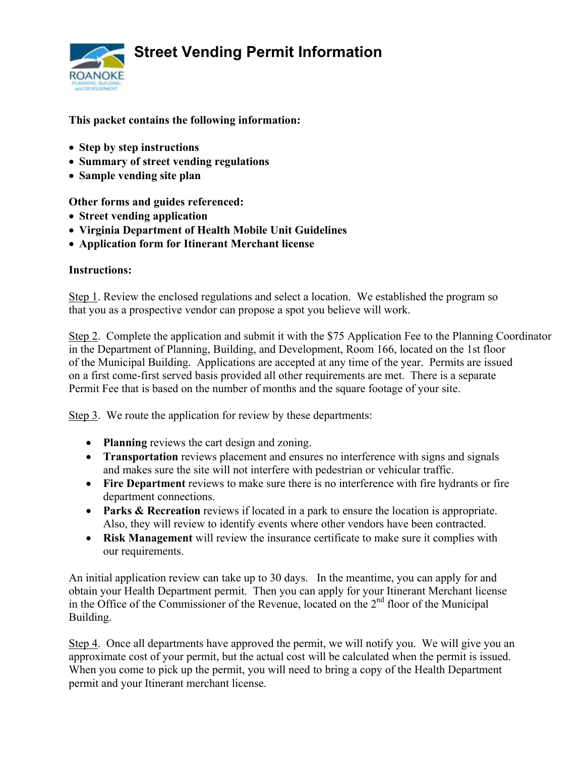# Street Vending Permit Information

**This packet contains the following information:**

- **Step by step instructions**
- **Summary of street vending regulations**
- **Sample vending site plan**

**Other forms and guides referenced:**

- **Street vending application**
- **Virginia Department of Health Mobile Unit Guidelines**
- **Application form for Itinerant Merchant license**

**Instructions:**

Step 1. Review the enclosed regulations and select a location. We established the program so that you as a prospective vendor can propose a spot you believe will work.

Step 2. Complete the application and submit it with the $75 Application Fee to the Planning Coordinator in the Department of Planning, Building, and Development, Room 166, located on the 1st floor of the Municipal Building. Applications are accepted at any time of the year. Permits are issued on a first come-first served basis provided all other requirements are met. There is a separate Permit Fee that is based on the number of months and the square footage of your site.

Step 3. We route the application for review by these departments:

- **Planning** reviews the cart design and zoning.
- **Transportation** reviews placement and ensures no interference with signs and signals and makes sure the site will not interfere with pedestrian or vehicular traffic.
- **Fire Department** reviews to make sure there is no interference with fire hydrants or fire department connections.
- **Parks & Recreation** reviews if located in a park to ensure the location is appropriate. Also, they will review to identify events where other vendors have been contracted.
- **Risk Management** will review the insurance certificate to make sure it complies with our requirements.

An initial application review can take up to 30 days. In the meantime, you can apply for and obtain your Health Department permit. Then you can apply for your Itinerant Merchant license in the Office of the Commissioner of the Revenue, located on the 2nd floor of the Municipal Building.

Step 4. Once all departments have approved the permit, we will notify you. We will give you an approximate cost of your permit, but the actual cost will be calculated when the permit is issued. When you come to pick up the permit, you will need to bring a copy of the Health Department permit and your Itinerant merchant license.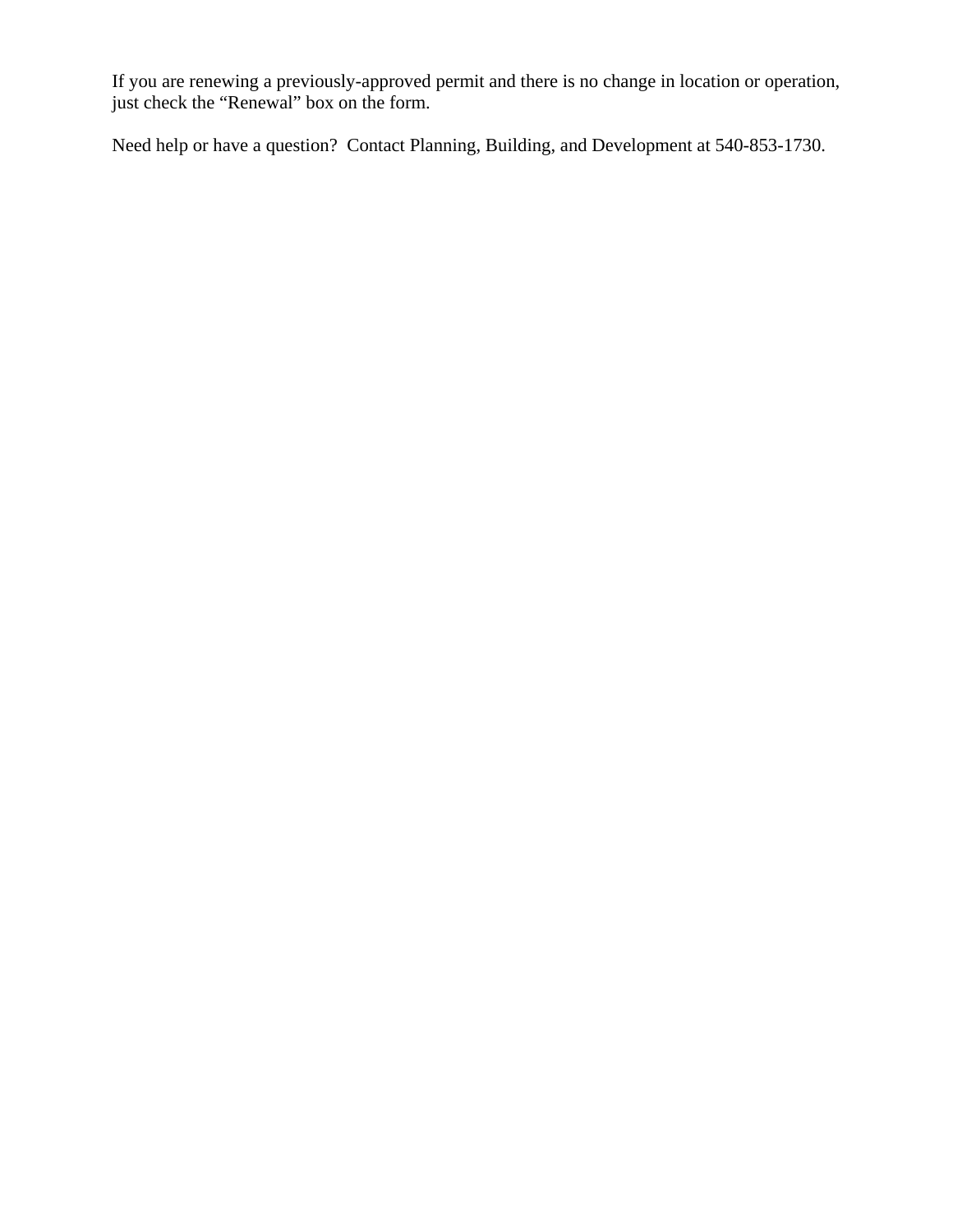If you are renewing a previously-approved permit and there is no change in location or operation, just check the "Renewal" box on the form.

Need help or have a question? Contact Planning, Building, and Development at 540-853-1730.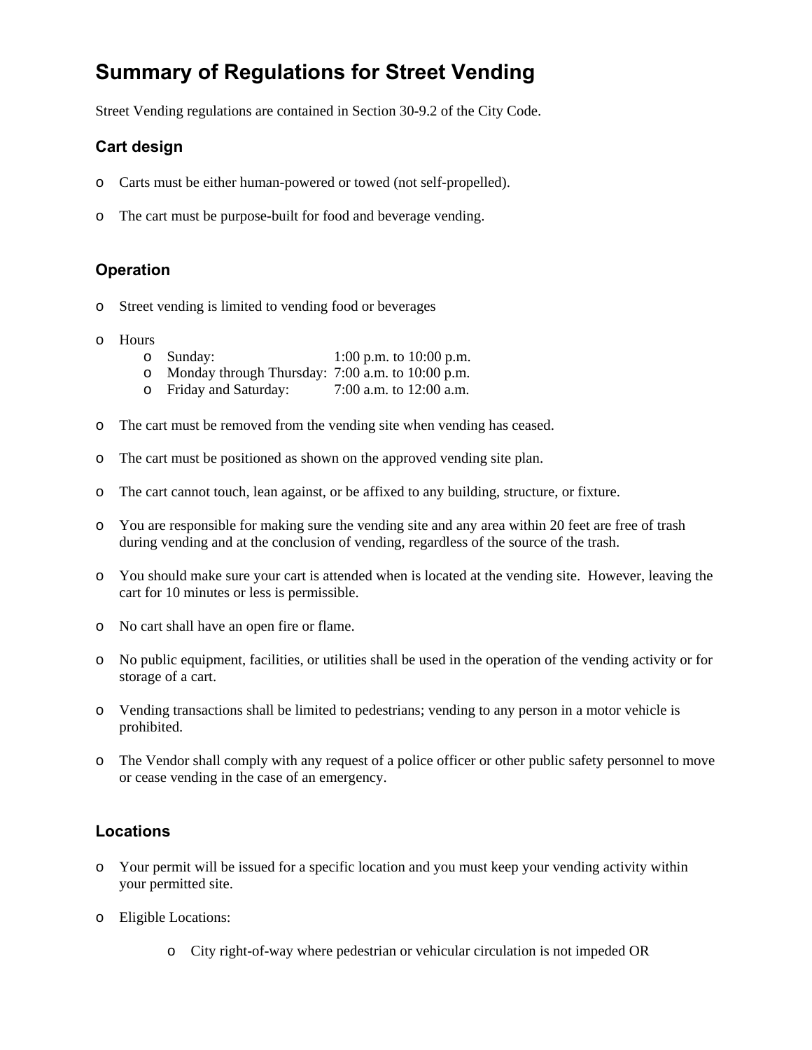# Summary of Regulations for Street Vending

Street Vending regulations are contained in Section 30-9.2 of the City Code.

## Cart design

- Carts must be either human-powered or towed (not self-propelled).
- The cart must be purpose-built for food and beverage vending.

## Operation

- Street vending is limited to vending food or beverages
- Hours
  - Sunday: 1:00 p.m. to 10:00 p.m.
  - Monday through Thursday: 7:00 a.m. to 10:00 p.m.
  - Friday and Saturday: 7:00 a.m. to 12:00 a.m.
- The cart must be removed from the vending site when vending has ceased.
- The cart must be positioned as shown on the approved vending site plan.
- The cart cannot touch, lean against, or be affixed to any building, structure, or fixture.
- You are responsible for making sure the vending site and any area within 20 feet are free of trash during vending and at the conclusion of vending, regardless of the source of the trash.
- You should make sure your cart is attended when is located at the vending site. However, leaving the cart for 10 minutes or less is permissible.
- No cart shall have an open fire or flame.
- No public equipment, facilities, or utilities shall be used in the operation of the vending activity or for storage of a cart.
- Vending transactions shall be limited to pedestrians; vending to any person in a motor vehicle is prohibited.
- The Vendor shall comply with any request of a police officer or other public safety personnel to move or cease vending in the case of an emergency.

## Locations

- Your permit will be issued for a specific location and you must keep your vending activity within your permitted site.
- Eligible Locations:
  - City right-of-way where pedestrian or vehicular circulation is not impeded OR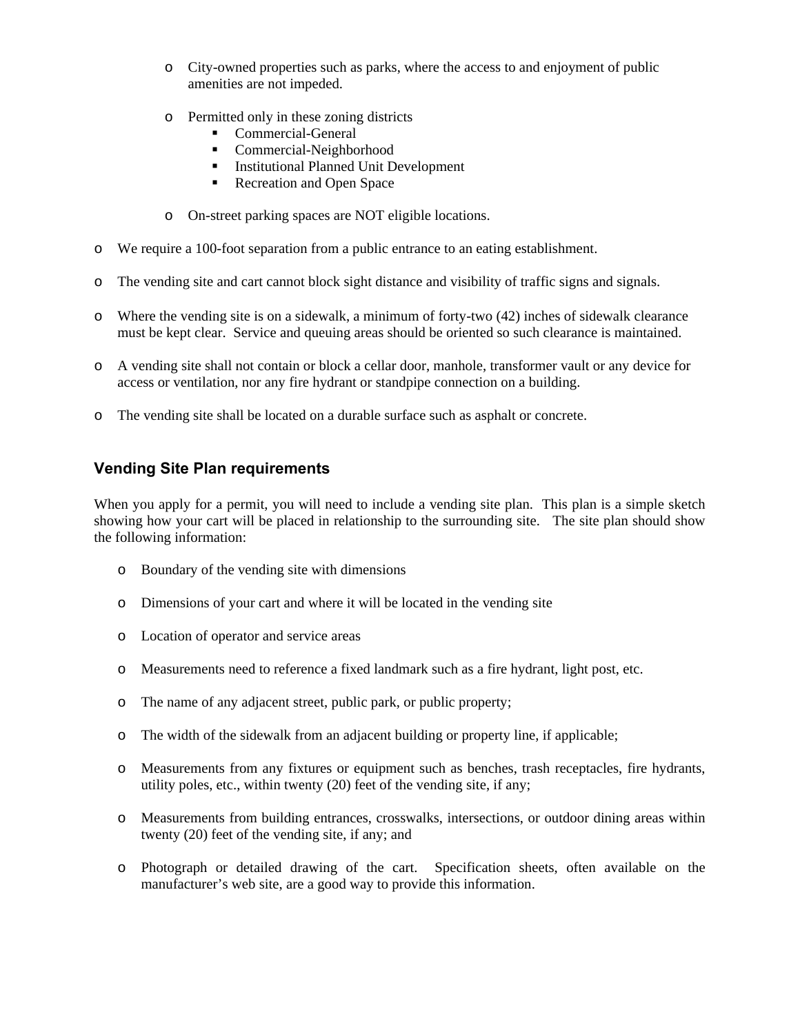- City-owned properties such as parks, where the access to and enjoyment of public amenities are not impeded.

  - Permitted only in these zoning districts
    - Commercial-General
    - Commercial-Neighborhood
    - Institutional Planned Unit Development
    - Recreation and Open Space

  - On-street parking spaces are NOT eligible locations.

- We require a 100-foot separation from a public entrance to an eating establishment.

- The vending site and cart cannot block sight distance and visibility of traffic signs and signals.

- Where the vending site is on a sidewalk, a minimum of forty-two (42) inches of sidewalk clearance must be kept clear. Service and queuing areas should be oriented so such clearance is maintained.

- A vending site shall not contain or block a cellar door, manhole, transformer vault or any device for access or ventilation, nor any fire hydrant or standpipe connection on a building.

- The vending site shall be located on a durable surface such as asphalt or concrete.

## Vending Site Plan requirements

When you apply for a permit, you will need to include a vending site plan. This plan is a simple sketch showing how your cart will be placed in relationship to the surrounding site. The site plan should show the following information:

- Boundary of the vending site with dimensions

- Dimensions of your cart and where it will be located in the vending site

- Location of operator and service areas

- Measurements need to reference a fixed landmark such as a fire hydrant, light post, etc.

- The name of any adjacent street, public park, or public property;

- The width of the sidewalk from an adjacent building or property line, if applicable;

- Measurements from any fixtures or equipment such as benches, trash receptacles, fire hydrants, utility poles, etc., within twenty (20) feet of the vending site, if any;

- Measurements from building entrances, crosswalks, intersections, or outdoor dining areas within twenty (20) feet of the vending site, if any; and

- Photograph or detailed drawing of the cart. Specification sheets, often available on the manufacturer's web site, are a good way to provide this information.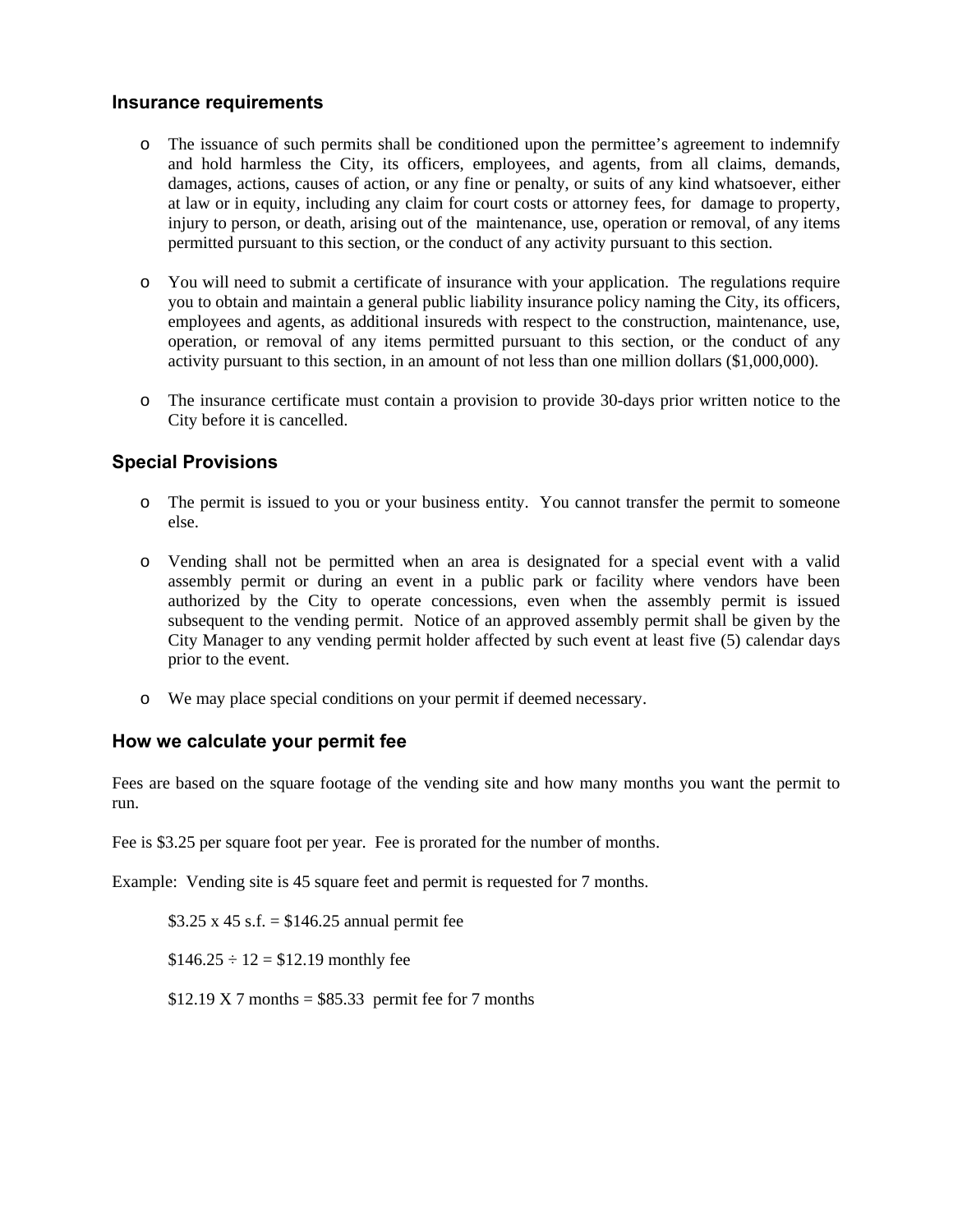## Insurance requirements

- The issuance of such permits shall be conditioned upon the permittee's agreement to indemnify and hold harmless the City, its officers, employees, and agents, from all claims, demands, damages, actions, causes of action, or any fine or penalty, or suits of any kind whatsoever, either at law or in equity, including any claim for court costs or attorney fees, for damage to property, injury to person, or death, arising out of the maintenance, use, operation or removal, of any items permitted pursuant to this section, or the conduct of any activity pursuant to this section.

- You will need to submit a certificate of insurance with your application. The regulations require you to obtain and maintain a general public liability insurance policy naming the City, its officers, employees and agents, as additional insureds with respect to the construction, maintenance, use, operation, or removal of any items permitted pursuant to this section, or the conduct of any activity pursuant to this section, in an amount of not less than one million dollars ($1,000,000).

- The insurance certificate must contain a provision to provide 30-days prior written notice to the City before it is cancelled.

## Special Provisions

- The permit is issued to you or your business entity. You cannot transfer the permit to someone else.

- Vending shall not be permitted when an area is designated for a special event with a valid assembly permit or during an event in a public park or facility where vendors have been authorized by the City to operate concessions, even when the assembly permit is issued subsequent to the vending permit. Notice of an approved assembly permit shall be given by the City Manager to any vending permit holder affected by such event at least five (5) calendar days prior to the event.

- We may place special conditions on your permit if deemed necessary.

## How we calculate your permit fee

Fees are based on the square footage of the vending site and how many months you want the permit to run.

Fee is $3.25 per square foot per year. Fee is prorated for the number of months.

Example: Vending site is 45 square feet and permit is requested for 7 months.

> $3.25 x 45 s.f. = $146.25 annual permit fee
>
> $146.25 ÷ 12 = $12.19 monthly fee
>
> $12.19 X 7 months = $85.33 permit fee for 7 months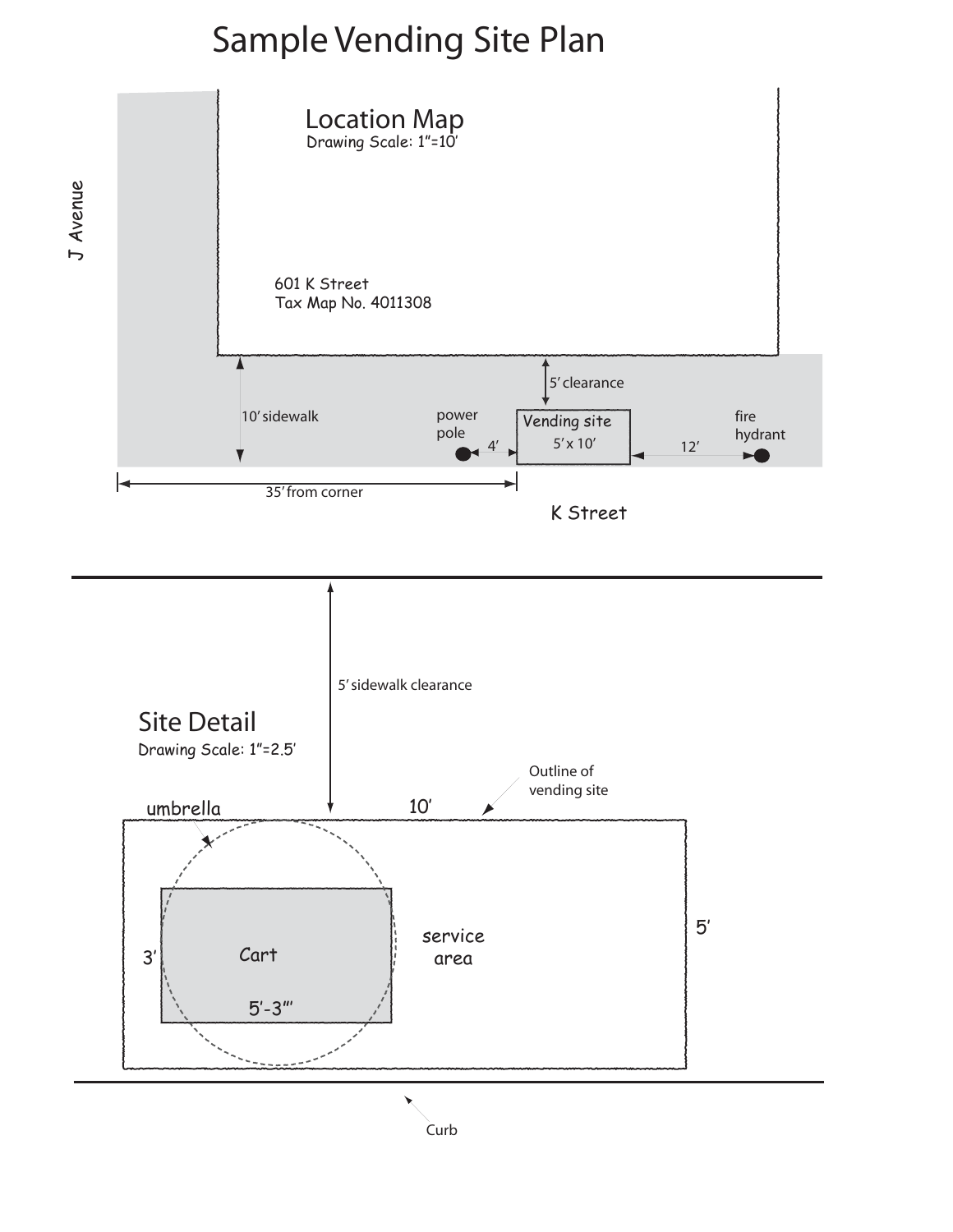# Sample Vending Site Plan

## Location Map

Drawing Scale: 1"=10'

J Avenue

601 K Street
Tax Map No. 4011308

5' clearance

10' sidewalk

power pole

4'

Vending site
5' x 10'

12'

fire hydrant

35' from corner

K Street

## Site Detail

Drawing Scale: 1"=2.5'

5' sidewalk clearance

Outline of vending site

umbrella

10'

service area

3'

Cart

5'-3"

5'

Curb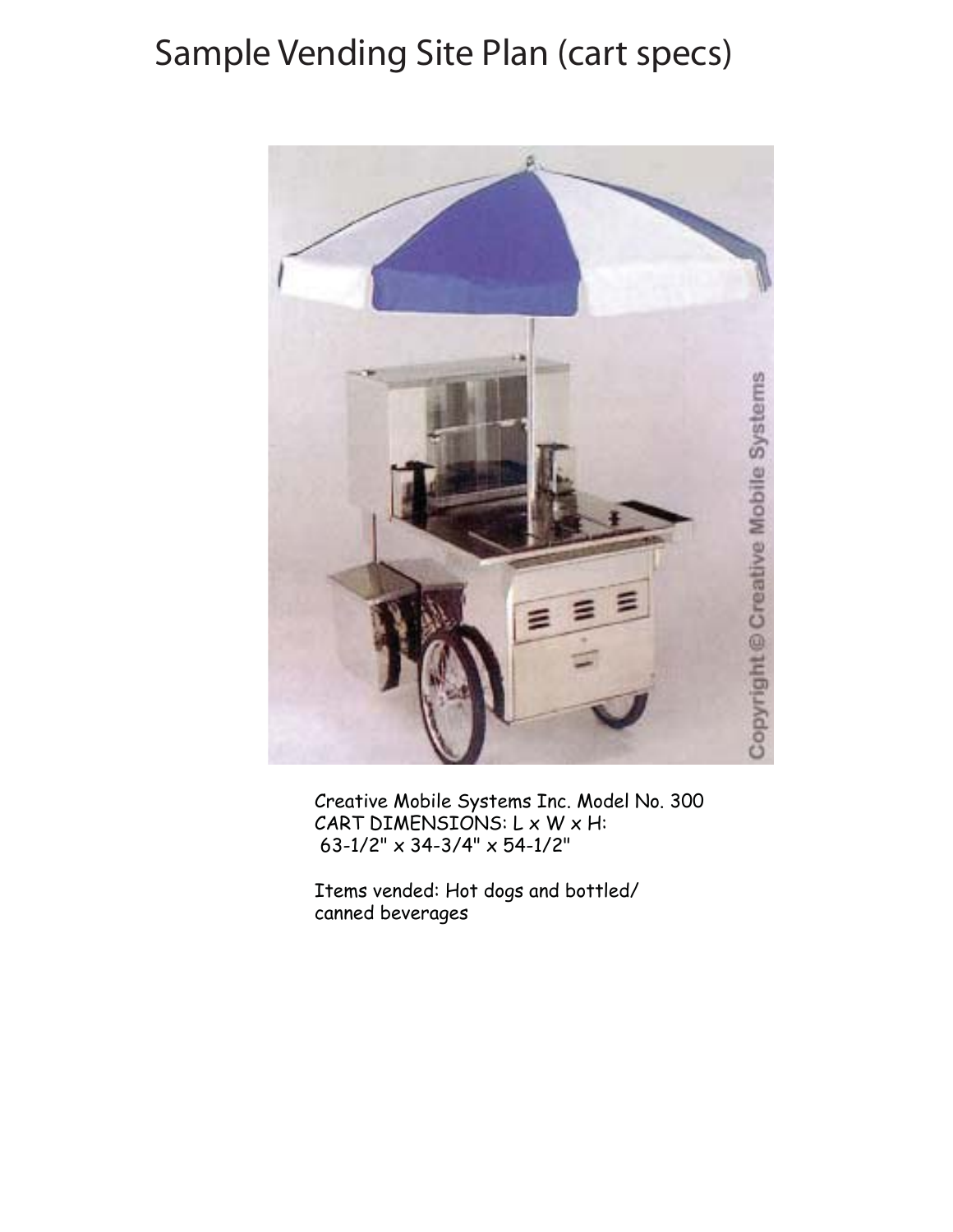# Sample Vending Site Plan (cart specs)

Creative Mobile Systems Inc. Model No. 300
CART DIMENSIONS: L x W x H:
63-1/2" x 34-3/4" x 54-1/2"

Items vended: Hot dogs and bottled/
canned beverages